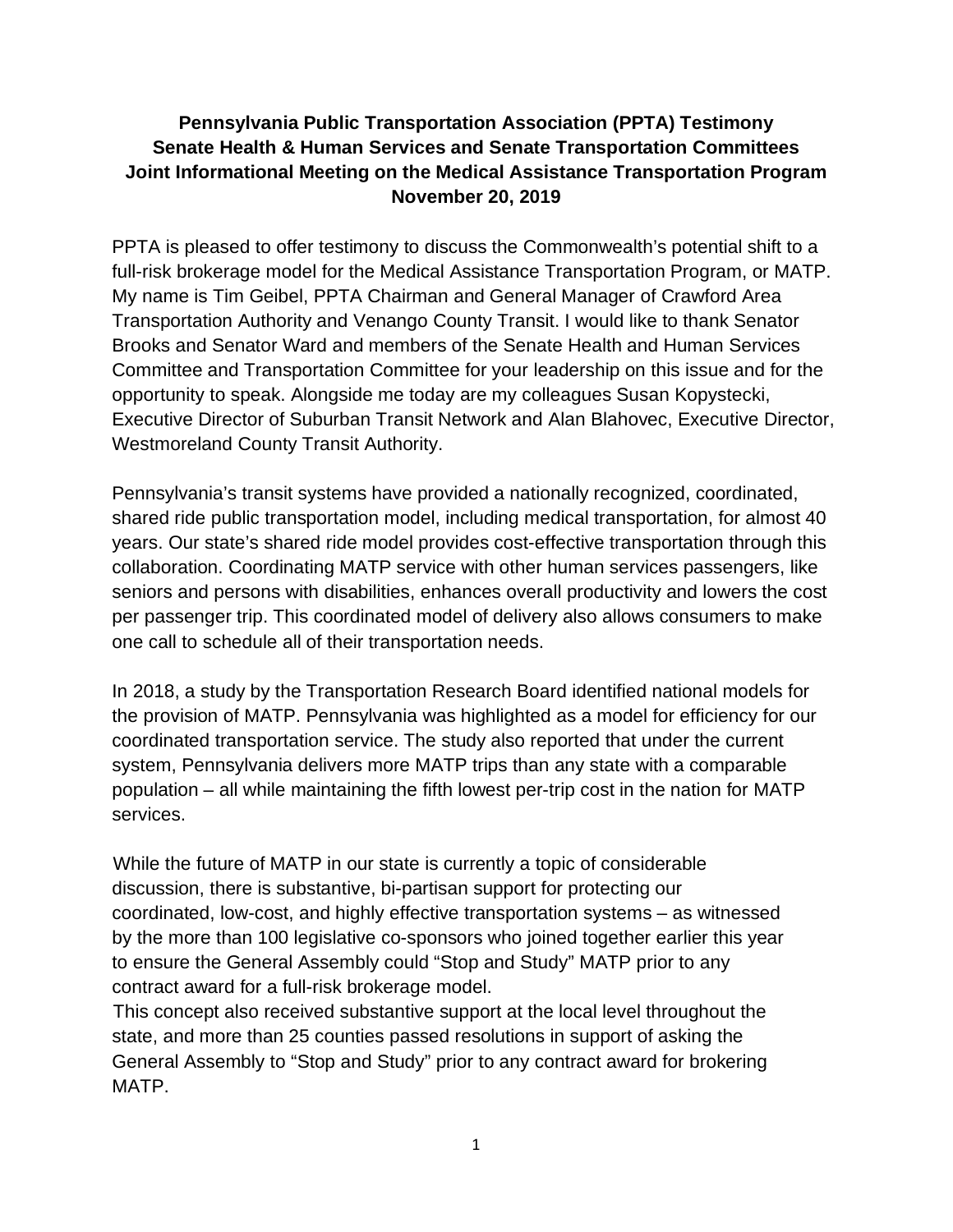**Pennsylvania Public Transportation Association (PPTA) Testimony**
**Senate Health & Human Services and Senate Transportation Committees**
**Joint Informational Meeting on the Medical Assistance Transportation Program**
**November 20, 2019**

PPTA is pleased to offer testimony to discuss the Commonwealth's potential shift to a full-risk brokerage model for the Medical Assistance Transportation Program, or MATP. My name is Tim Geibel, PPTA Chairman and General Manager of Crawford Area Transportation Authority and Venango County Transit. I would like to thank Senator Brooks and Senator Ward and members of the Senate Health and Human Services Committee and Transportation Committee for your leadership on this issue and for the opportunity to speak. Alongside me today are my colleagues Susan Kopystecki, Executive Director of Suburban Transit Network and Alan Blahovec, Executive Director, Westmoreland County Transit Authority.

Pennsylvania's transit systems have provided a nationally recognized, coordinated, shared ride public transportation model, including medical transportation, for almost 40 years. Our state's shared ride model provides cost-effective transportation through this collaboration. Coordinating MATP service with other human services passengers, like seniors and persons with disabilities, enhances overall productivity and lowers the cost per passenger trip. This coordinated model of delivery also allows consumers to make one call to schedule all of their transportation needs.

In 2018, a study by the Transportation Research Board identified national models for the provision of MATP. Pennsylvania was highlighted as a model for efficiency for our coordinated transportation service. The study also reported that under the current system, Pennsylvania delivers more MATP trips than any state with a comparable population – all while maintaining the fifth lowest per-trip cost in the nation for MATP services.

While the future of MATP in our state is currently a topic of considerable discussion, there is substantive, bi-partisan support for protecting our coordinated, low-cost, and highly effective transportation systems – as witnessed by the more than 100 legislative co-sponsors who joined together earlier this year to ensure the General Assembly could "Stop and Study" MATP prior to any contract award for a full-risk brokerage model.

This concept also received substantive support at the local level throughout the state, and more than 25 counties passed resolutions in support of asking the General Assembly to "Stop and Study" prior to any contract award for brokering MATP.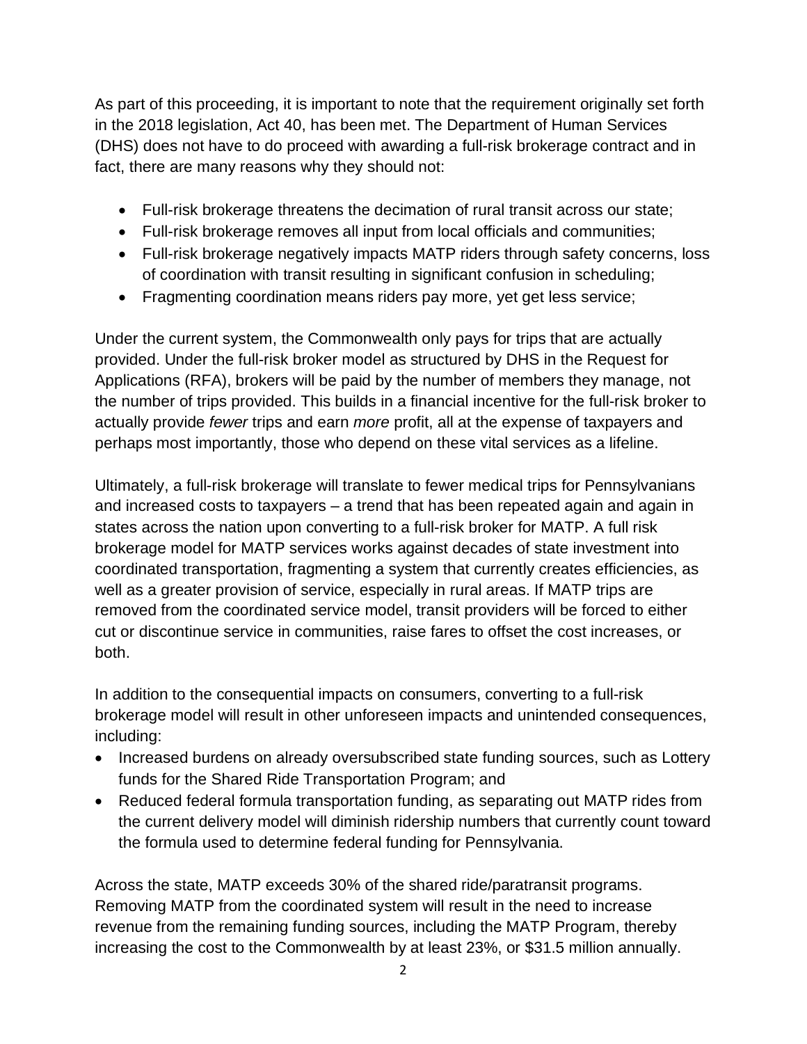As part of this proceeding, it is important to note that the requirement originally set forth in the 2018 legislation, Act 40, has been met. The Department of Human Services (DHS) does not have to do proceed with awarding a full-risk brokerage contract and in fact, there are many reasons why they should not:

- Full-risk brokerage threatens the decimation of rural transit across our state;
- Full-risk brokerage removes all input from local officials and communities;
- Full-risk brokerage negatively impacts MATP riders through safety concerns, loss of coordination with transit resulting in significant confusion in scheduling;
- Fragmenting coordination means riders pay more, yet get less service;

Under the current system, the Commonwealth only pays for trips that are actually provided. Under the full-risk broker model as structured by DHS in the Request for Applications (RFA), brokers will be paid by the number of members they manage, not the number of trips provided. This builds in a financial incentive for the full-risk broker to actually provide *fewer* trips and earn *more* profit, all at the expense of taxpayers and perhaps most importantly, those who depend on these vital services as a lifeline.

Ultimately, a full-risk brokerage will translate to fewer medical trips for Pennsylvanians and increased costs to taxpayers – a trend that has been repeated again and again in states across the nation upon converting to a full-risk broker for MATP. A full risk brokerage model for MATP services works against decades of state investment into coordinated transportation, fragmenting a system that currently creates efficiencies, as well as a greater provision of service, especially in rural areas. If MATP trips are removed from the coordinated service model, transit providers will be forced to either cut or discontinue service in communities, raise fares to offset the cost increases, or both.

In addition to the consequential impacts on consumers, converting to a full-risk brokerage model will result in other unforeseen impacts and unintended consequences, including:

- Increased burdens on already oversubscribed state funding sources, such as Lottery funds for the Shared Ride Transportation Program; and
- Reduced federal formula transportation funding, as separating out MATP rides from the current delivery model will diminish ridership numbers that currently count toward the formula used to determine federal funding for Pennsylvania.

Across the state, MATP exceeds 30% of the shared ride/paratransit programs. Removing MATP from the coordinated system will result in the need to increase revenue from the remaining funding sources, including the MATP Program, thereby increasing the cost to the Commonwealth by at least 23%, or $31.5 million annually.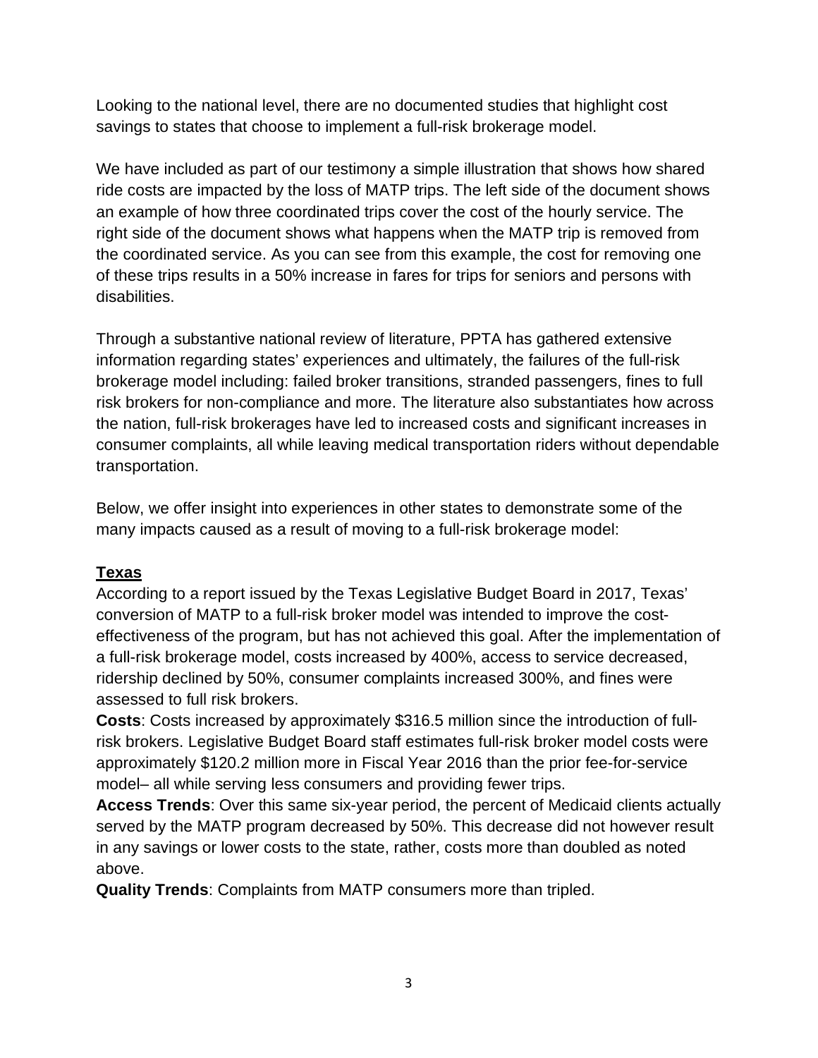Looking to the national level, there are no documented studies that highlight cost savings to states that choose to implement a full-risk brokerage model.

We have included as part of our testimony a simple illustration that shows how shared ride costs are impacted by the loss of MATP trips. The left side of the document shows an example of how three coordinated trips cover the cost of the hourly service. The right side of the document shows what happens when the MATP trip is removed from the coordinated service. As you can see from this example, the cost for removing one of these trips results in a 50% increase in fares for trips for seniors and persons with disabilities.

Through a substantive national review of literature, PPTA has gathered extensive information regarding states' experiences and ultimately, the failures of the full-risk brokerage model including: failed broker transitions, stranded passengers, fines to full risk brokers for non-compliance and more. The literature also substantiates how across the nation, full-risk brokerages have led to increased costs and significant increases in consumer complaints, all while leaving medical transportation riders without dependable transportation.

Below, we offer insight into experiences in other states to demonstrate some of the many impacts caused as a result of moving to a full-risk brokerage model:

**Texas**

According to a report issued by the Texas Legislative Budget Board in 2017, Texas' conversion of MATP to a full-risk broker model was intended to improve the cost-effectiveness of the program, but has not achieved this goal. After the implementation of a full-risk brokerage model, costs increased by 400%, access to service decreased, ridership declined by 50%, consumer complaints increased 300%, and fines were assessed to full risk brokers.

**Costs**: Costs increased by approximately $316.5 million since the introduction of full-risk brokers. Legislative Budget Board staff estimates full-risk broker model costs were approximately $120.2 million more in Fiscal Year 2016 than the prior fee-for-service model– all while serving less consumers and providing fewer trips.

**Access Trends**: Over this same six-year period, the percent of Medicaid clients actually served by the MATP program decreased by 50%. This decrease did not however result in any savings or lower costs to the state, rather, costs more than doubled as noted above.

**Quality Trends**: Complaints from MATP consumers more than tripled.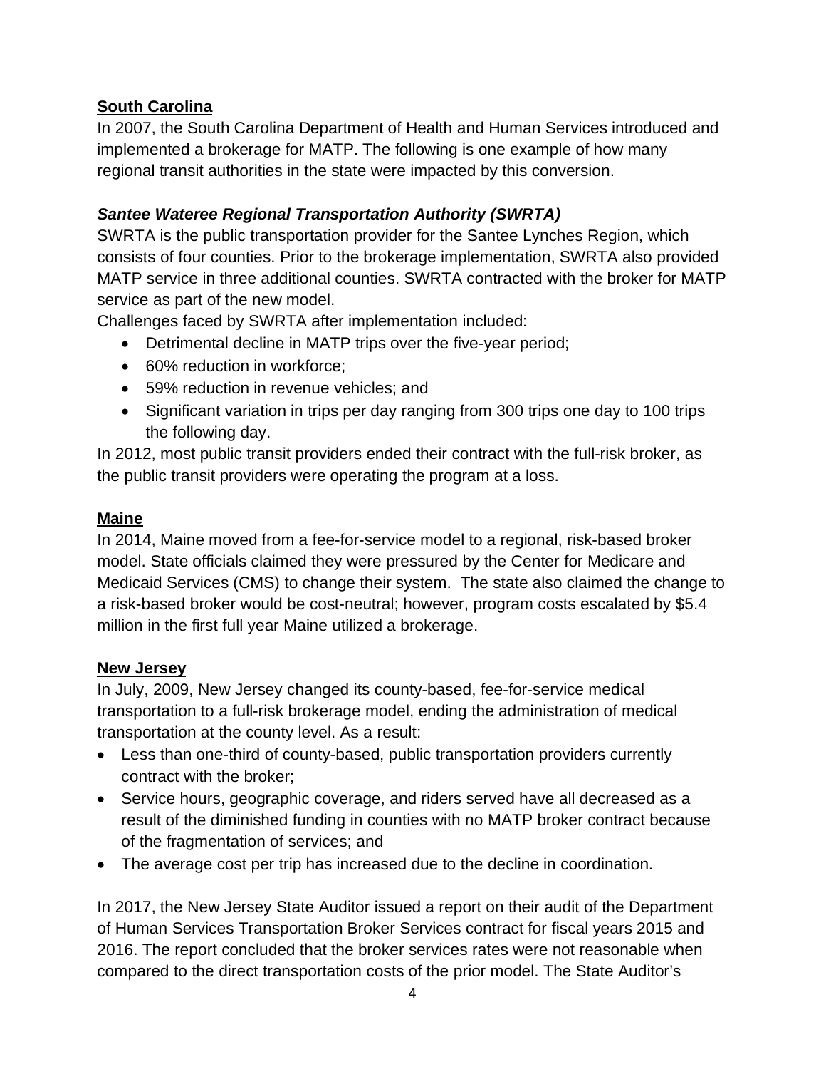## South Carolina

In 2007, the South Carolina Department of Health and Human Services introduced and implemented a brokerage for MATP. The following is one example of how many regional transit authorities in the state were impacted by this conversion.

### *Santee Wateree Regional Transportation Authority (SWRTA)*

SWRTA is the public transportation provider for the Santee Lynches Region, which consists of four counties. Prior to the brokerage implementation, SWRTA also provided MATP service in three additional counties. SWRTA contracted with the broker for MATP service as part of the new model.

Challenges faced by SWRTA after implementation included:

- Detrimental decline in MATP trips over the five-year period;
- 60% reduction in workforce;
- 59% reduction in revenue vehicles; and
- Significant variation in trips per day ranging from 300 trips one day to 100 trips the following day.

In 2012, most public transit providers ended their contract with the full-risk broker, as the public transit providers were operating the program at a loss.

## Maine

In 2014, Maine moved from a fee-for-service model to a regional, risk-based broker model. State officials claimed they were pressured by the Center for Medicare and Medicaid Services (CMS) to change their system. The state also claimed the change to a risk-based broker would be cost-neutral; however, program costs escalated by $5.4 million in the first full year Maine utilized a brokerage.

## New Jersey

In July, 2009, New Jersey changed its county-based, fee-for-service medical transportation to a full-risk brokerage model, ending the administration of medical transportation at the county level. As a result:

- Less than one-third of county-based, public transportation providers currently contract with the broker;
- Service hours, geographic coverage, and riders served have all decreased as a result of the diminished funding in counties with no MATP broker contract because of the fragmentation of services; and
- The average cost per trip has increased due to the decline in coordination.

In 2017, the New Jersey State Auditor issued a report on their audit of the Department of Human Services Transportation Broker Services contract for fiscal years 2015 and 2016. The report concluded that the broker services rates were not reasonable when compared to the direct transportation costs of the prior model. The State Auditor's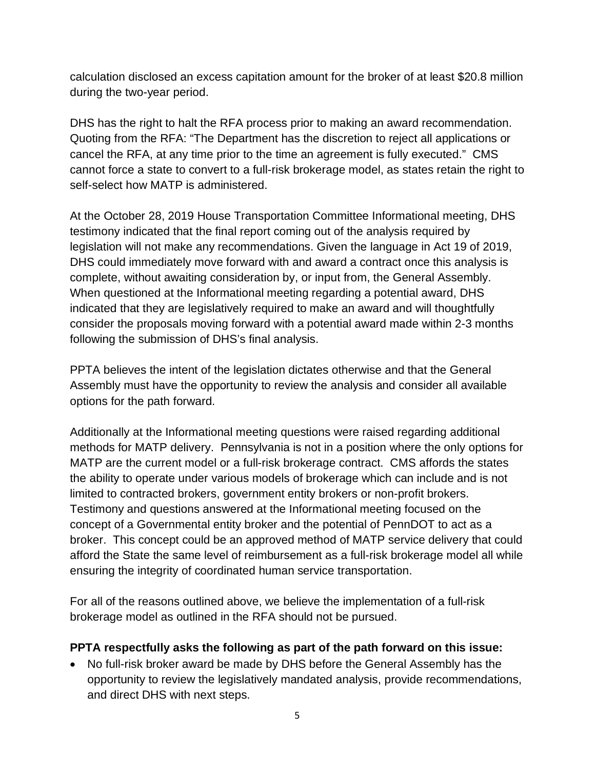calculation disclosed an excess capitation amount for the broker of at least $20.8 million during the two-year period.

DHS has the right to halt the RFA process prior to making an award recommendation. Quoting from the RFA: "The Department has the discretion to reject all applications or cancel the RFA, at any time prior to the time an agreement is fully executed." CMS cannot force a state to convert to a full-risk brokerage model, as states retain the right to self-select how MATP is administered.

At the October 28, 2019 House Transportation Committee Informational meeting, DHS testimony indicated that the final report coming out of the analysis required by legislation will not make any recommendations. Given the language in Act 19 of 2019, DHS could immediately move forward with and award a contract once this analysis is complete, without awaiting consideration by, or input from, the General Assembly. When questioned at the Informational meeting regarding a potential award, DHS indicated that they are legislatively required to make an award and will thoughtfully consider the proposals moving forward with a potential award made within 2-3 months following the submission of DHS's final analysis.

PPTA believes the intent of the legislation dictates otherwise and that the General Assembly must have the opportunity to review the analysis and consider all available options for the path forward.

Additionally at the Informational meeting questions were raised regarding additional methods for MATP delivery. Pennsylvania is not in a position where the only options for MATP are the current model or a full-risk brokerage contract. CMS affords the states the ability to operate under various models of brokerage which can include and is not limited to contracted brokers, government entity brokers or non-profit brokers. Testimony and questions answered at the Informational meeting focused on the concept of a Governmental entity broker and the potential of PennDOT to act as a broker. This concept could be an approved method of MATP service delivery that could afford the State the same level of reimbursement as a full-risk brokerage model all while ensuring the integrity of coordinated human service transportation.

For all of the reasons outlined above, we believe the implementation of a full-risk brokerage model as outlined in the RFA should not be pursued.

**PPTA respectfully asks the following as part of the path forward on this issue:**

- No full-risk broker award be made by DHS before the General Assembly has the opportunity to review the legislatively mandated analysis, provide recommendations, and direct DHS with next steps.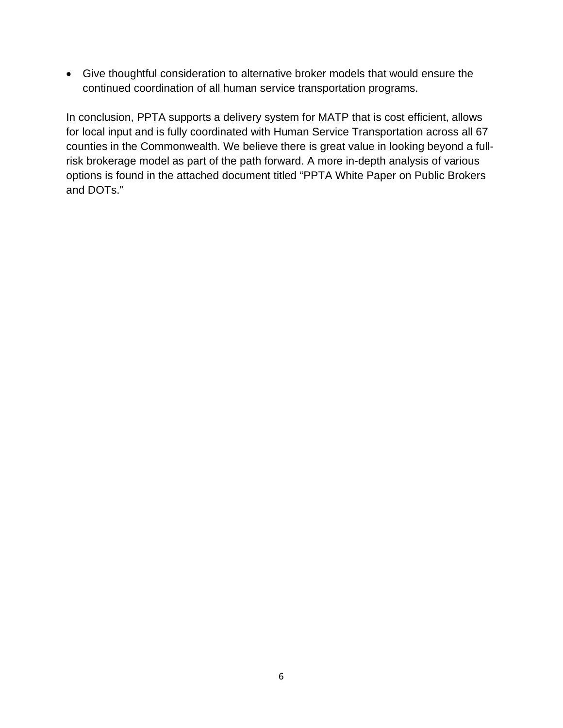- Give thoughtful consideration to alternative broker models that would ensure the continued coordination of all human service transportation programs.

In conclusion, PPTA supports a delivery system for MATP that is cost efficient, allows for local input and is fully coordinated with Human Service Transportation across all 67 counties in the Commonwealth. We believe there is great value in looking beyond a full-risk brokerage model as part of the path forward. A more in-depth analysis of various options is found in the attached document titled "PPTA White Paper on Public Brokers and DOTs."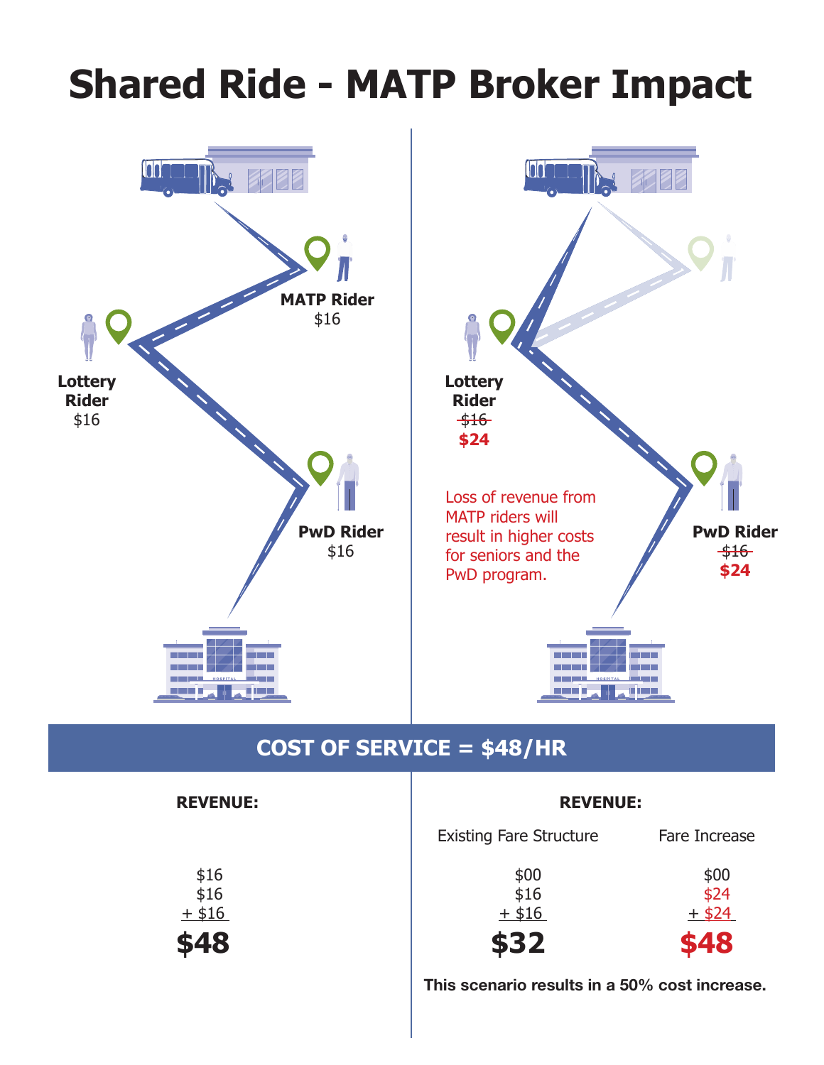# Shared Ride - MATP Broker Impact

MATP Rider
$16

Lottery Rider
$16

PwD Rider
$16

Lottery Rider
~~$16~~
**$24**

Loss of revenue from MATP riders will result in higher costs for seniors and the PwD program.

PwD Rider
~~$16~~
**$24**

## COST OF SERVICE = $48/HR

**REVENUE:**

$16
$16
+ $16
**$48**

**REVENUE:**

| Existing Fare Structure | Fare Increase |
|---|---|
| $00 | $00 |
| $16 | $24 |
| + $16 | + $24 |
| **$32** | **$48** |

**This scenario results in a 50% cost increase.**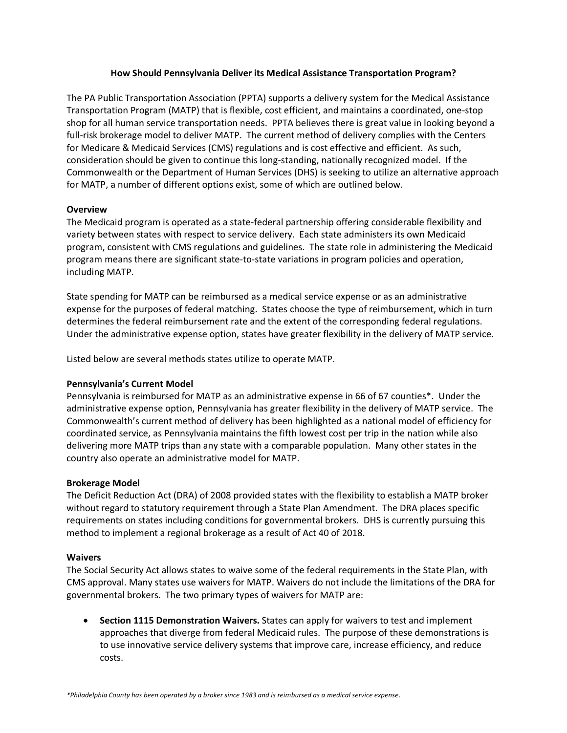## How Should Pennsylvania Deliver its Medical Assistance Transportation Program?

The PA Public Transportation Association (PPTA) supports a delivery system for the Medical Assistance Transportation Program (MATP) that is flexible, cost efficient, and maintains a coordinated, one-stop shop for all human service transportation needs. PPTA believes there is great value in looking beyond a full-risk brokerage model to deliver MATP. The current method of delivery complies with the Centers for Medicare & Medicaid Services (CMS) regulations and is cost effective and efficient. As such, consideration should be given to continue this long-standing, nationally recognized model. If the Commonwealth or the Department of Human Services (DHS) is seeking to utilize an alternative approach for MATP, a number of different options exist, some of which are outlined below.

**Overview**

The Medicaid program is operated as a state-federal partnership offering considerable flexibility and variety between states with respect to service delivery. Each state administers its own Medicaid program, consistent with CMS regulations and guidelines. The state role in administering the Medicaid program means there are significant state-to-state variations in program policies and operation, including MATP.

State spending for MATP can be reimbursed as a medical service expense or as an administrative expense for the purposes of federal matching. States choose the type of reimbursement, which in turn determines the federal reimbursement rate and the extent of the corresponding federal regulations. Under the administrative expense option, states have greater flexibility in the delivery of MATP service.

Listed below are several methods states utilize to operate MATP.

**Pennsylvania's Current Model**

Pennsylvania is reimbursed for MATP as an administrative expense in 66 of 67 counties*. Under the administrative expense option, Pennsylvania has greater flexibility in the delivery of MATP service. The Commonwealth's current method of delivery has been highlighted as a national model of efficiency for coordinated service, as Pennsylvania maintains the fifth lowest cost per trip in the nation while also delivering more MATP trips than any state with a comparable population. Many other states in the country also operate an administrative model for MATP.

**Brokerage Model**

The Deficit Reduction Act (DRA) of 2008 provided states with the flexibility to establish a MATP broker without regard to statutory requirement through a State Plan Amendment. The DRA places specific requirements on states including conditions for governmental brokers. DHS is currently pursuing this method to implement a regional brokerage as a result of Act 40 of 2018.

**Waivers**

The Social Security Act allows states to waive some of the federal requirements in the State Plan, with CMS approval. Many states use waivers for MATP. Waivers do not include the limitations of the DRA for governmental brokers. The two primary types of waivers for MATP are:

- **Section 1115 Demonstration Waivers.** States can apply for waivers to test and implement approaches that diverge from federal Medicaid rules. The purpose of these demonstrations is to use innovative service delivery systems that improve care, increase efficiency, and reduce costs.

*\*Philadelphia County has been operated by a broker since 1983 and is reimbursed as a medical service expense.*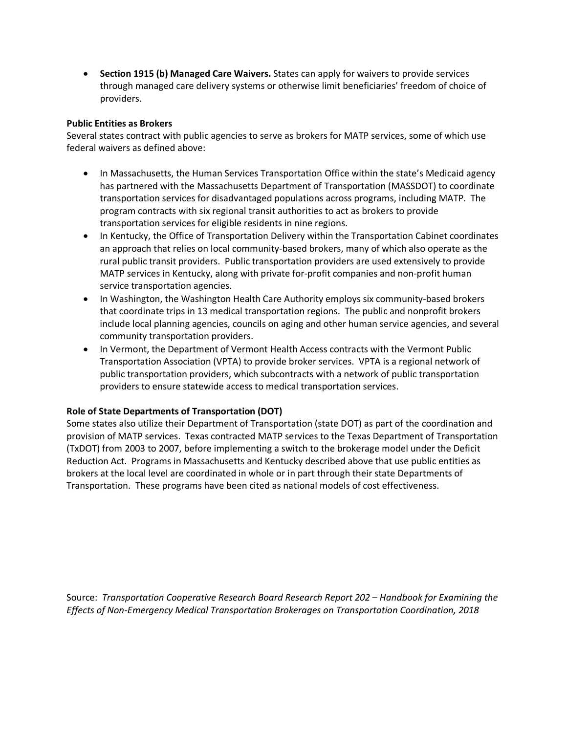- **Section 1915 (b) Managed Care Waivers.** States can apply for waivers to provide services through managed care delivery systems or otherwise limit beneficiaries' freedom of choice of providers.

**Public Entities as Brokers**

Several states contract with public agencies to serve as brokers for MATP services, some of which use federal waivers as defined above:

- In Massachusetts, the Human Services Transportation Office within the state's Medicaid agency has partnered with the Massachusetts Department of Transportation (MASSDOT) to coordinate transportation services for disadvantaged populations across programs, including MATP. The program contracts with six regional transit authorities to act as brokers to provide transportation services for eligible residents in nine regions.
- In Kentucky, the Office of Transportation Delivery within the Transportation Cabinet coordinates an approach that relies on local community-based brokers, many of which also operate as the rural public transit providers. Public transportation providers are used extensively to provide MATP services in Kentucky, along with private for-profit companies and non-profit human service transportation agencies.
- In Washington, the Washington Health Care Authority employs six community-based brokers that coordinate trips in 13 medical transportation regions. The public and nonprofit brokers include local planning agencies, councils on aging and other human service agencies, and several community transportation providers.
- In Vermont, the Department of Vermont Health Access contracts with the Vermont Public Transportation Association (VPTA) to provide broker services. VPTA is a regional network of public transportation providers, which subcontracts with a network of public transportation providers to ensure statewide access to medical transportation services.

**Role of State Departments of Transportation (DOT)**

Some states also utilize their Department of Transportation (state DOT) as part of the coordination and provision of MATP services. Texas contracted MATP services to the Texas Department of Transportation (TxDOT) from 2003 to 2007, before implementing a switch to the brokerage model under the Deficit Reduction Act. Programs in Massachusetts and Kentucky described above that use public entities as brokers at the local level are coordinated in whole or in part through their state Departments of Transportation. These programs have been cited as national models of cost effectiveness.

Source: *Transportation Cooperative Research Board Research Report 202 – Handbook for Examining the Effects of Non-Emergency Medical Transportation Brokerages on Transportation Coordination, 2018*